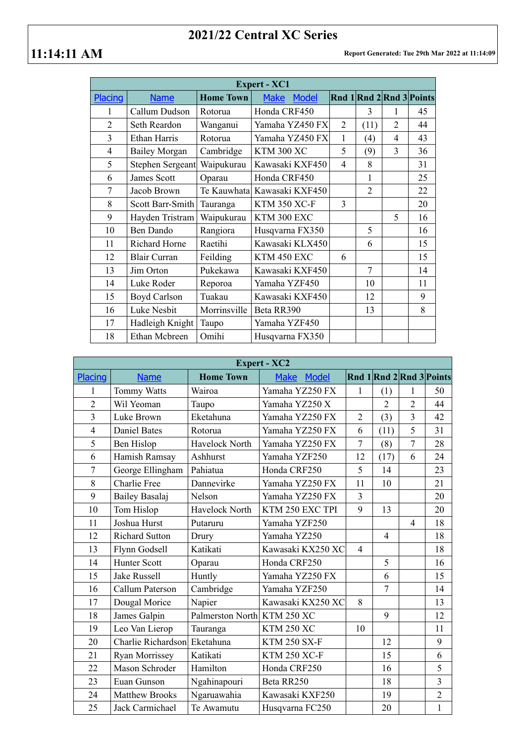# 2021/22 Central XC Series

**11:14:11 AM**

**Report Generated: Tue 29th Mar 2022 at 11:14:09**

| Expert - XC1 | | | | | | | |
|---|---|---|---|---|---|---|---|
| Placing | Name | Home Town | Make Model | Rnd 1 | Rnd 2 | Rnd 3 | Points |
| 1 | Callum Dudson | Rotorua | Honda CRF450 | | 3 | 1 | 45 |
| 2 | Seth Reardon | Wanganui | Yamaha YZ450 FX | 2 | (11) | 2 | 44 |
| 3 | Ethan Harris | Rotorua | Yamaha YZ450 FX | 1 | (4) | 4 | 43 |
| 4 | Bailey Morgan | Cambridge | KTM 300 XC | 5 | (9) | 3 | 36 |
| 5 | Stephen Sergeant | Waipukurau | Kawasaki KXF450 | 4 | 8 | | 31 |
| 6 | James Scott | Oparau | Honda CRF450 | | 1 | | 25 |
| 7 | Jacob Brown | Te Kauwhata | Kawasaki KXF450 | | 2 | | 22 |
| 8 | Scott Barr-Smith | Tauranga | KTM 350 XC-F | 3 | | | 20 |
| 9 | Hayden Tristram | Waipukurau | KTM 300 EXC | | | 5 | 16 |
| 10 | Ben Dando | Rangiora | Husqvarna FX350 | | 5 | | 16 |
| 11 | Richard Horne | Raetihi | Kawasaki KLX450 | | 6 | | 15 |
| 12 | Blair Curran | Feilding | KTM 450 EXC | 6 | | | 15 |
| 13 | Jim Orton | Pukekawa | Kawasaki KXF450 | | 7 | | 14 |
| 14 | Luke Roder | Reporoa | Yamaha YZF450 | | 10 | | 11 |
| 15 | Boyd Carlson | Tuakau | Kawasaki KXF450 | | 12 | | 9 |
| 16 | Luke Nesbit | Morrinsville | Beta RR390 | | 13 | | 8 |
| 17 | Hadleigh Knight | Taupo | Yamaha YZF450 | | | | |
| 18 | Ethan Mcbreen | Omihi | Husqvarna FX350 | | | | |

| Expert - XC2 | | | | | | | |
|---|---|---|---|---|---|---|---|
| Placing | Name | Home Town | Make Model | Rnd 1 | Rnd 2 | Rnd 3 | Points |
| 1 | Tommy Watts | Wairoa | Yamaha YZ250 FX | 1 | (1) | 1 | 50 |
| 2 | Wil Yeoman | Taupo | Yamaha YZ250 X | | 2 | 2 | 44 |
| 3 | Luke Brown | Eketahuna | Yamaha YZ250 FX | 2 | (3) | 3 | 42 |
| 4 | Daniel Bates | Rotorua | Yamaha YZ250 FX | 6 | (11) | 5 | 31 |
| 5 | Ben Hislop | Havelock North | Yamaha YZ250 FX | 7 | (8) | 7 | 28 |
| 6 | Hamish Ramsay | Ashhurst | Yamaha YZF250 | 12 | (17) | 6 | 24 |
| 7 | George Ellingham | Pahiatua | Honda CRF250 | 5 | 14 | | 23 |
| 8 | Charlie Free | Dannevirke | Yamaha YZ250 FX | 11 | 10 | | 21 |
| 9 | Bailey Basalaj | Nelson | Yamaha YZ250 FX | 3 | | | 20 |
| 10 | Tom Hislop | Havelock North | KTM 250 EXC TPI | 9 | 13 | | 20 |
| 11 | Joshua Hurst | Putaruru | Yamaha YZF250 | | | 4 | 18 |
| 12 | Richard Sutton | Drury | Yamaha YZ250 | | 4 | | 18 |
| 13 | Flynn Godsell | Katikati | Kawasaki KX250 XC | 4 | | | 18 |
| 14 | Hunter Scott | Oparau | Honda CRF250 | | 5 | | 16 |
| 15 | Jake Russell | Huntly | Yamaha YZ250 FX | | 6 | | 15 |
| 16 | Callum Paterson | Cambridge | Yamaha YZF250 | | 7 | | 14 |
| 17 | Dougal Morice | Napier | Kawasaki KX250 XC | 8 | | | 13 |
| 18 | James Galpin | Palmerston North | KTM 250 XC | | 9 | | 12 |
| 19 | Leo Van Lierop | Tauranga | KTM 250 XC | 10 | | | 11 |
| 20 | Charlie Richardson | Eketahuna | KTM 250 SX-F | | 12 | | 9 |
| 21 | Ryan Morrissey | Katikati | KTM 250 XC-F | | 15 | | 6 |
| 22 | Mason Schroder | Hamilton | Honda CRF250 | | 16 | | 5 |
| 23 | Euan Gunson | Ngahinapouri | Beta RR250 | | 18 | | 3 |
| 24 | Matthew Brooks | Ngaruawahia | Kawasaki KXF250 | | 19 | | 2 |
| 25 | Jack Carmichael | Te Awamutu | Husqvarna FC250 | | 20 | | 1 |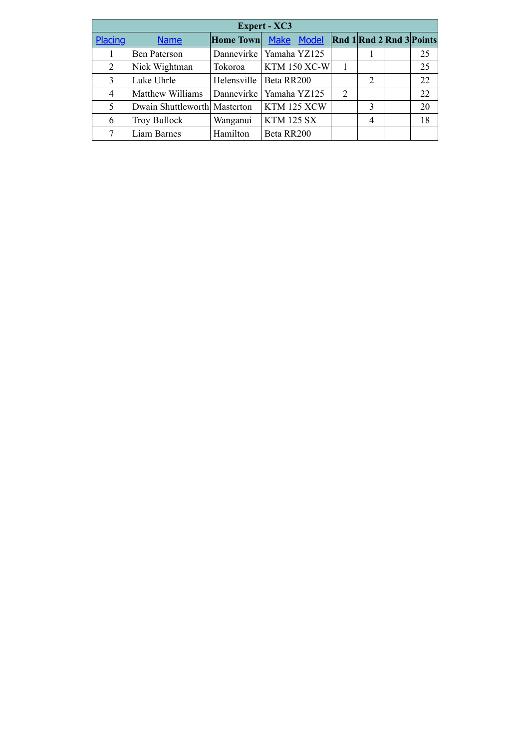| Expert - XC3 | | | | | | | |
|---|---|---|---|---|---|---|---|
| Placing | Name | Home Town | Make Model | Rnd 1 | Rnd 2 | Rnd 3 | Points |
| 1 | Ben Paterson | Dannevirke | Yamaha YZ125 | | 1 | | 25 |
| 2 | Nick Wightman | Tokoroa | KTM 150 XC-W | 1 | | | 25 |
| 3 | Luke Uhrle | Helensville | Beta RR200 | | 2 | | 22 |
| 4 | Matthew Williams | Dannevirke | Yamaha YZ125 | 2 | | | 22 |
| 5 | Dwain Shuttleworth | Masterton | KTM 125 XCW | | 3 | | 20 |
| 6 | Troy Bullock | Wanganui | KTM 125 SX | | 4 | | 18 |
| 7 | Liam Barnes | Hamilton | Beta RR200 | | | | |